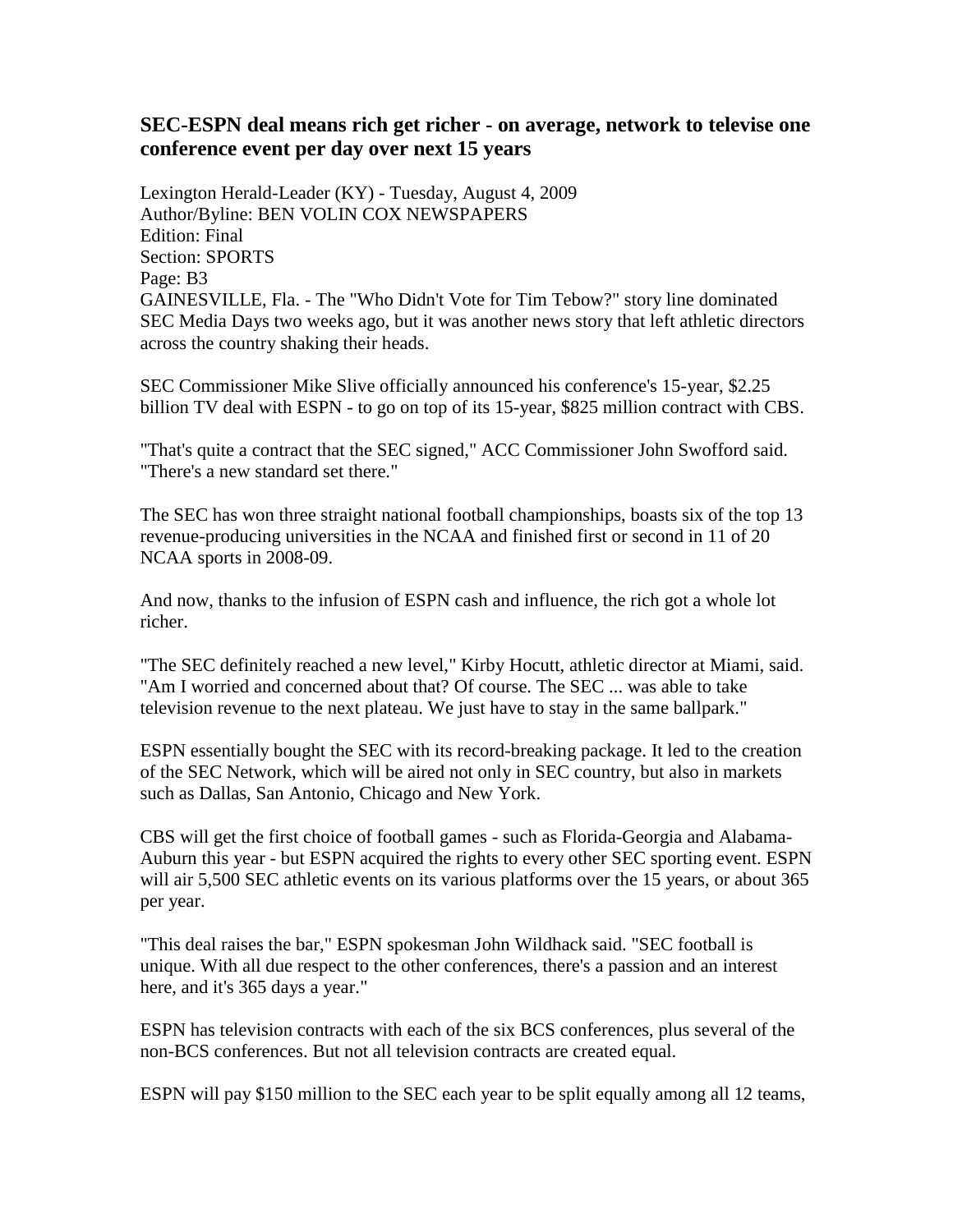## SEC-ESPN deal means rich get richer - on average, network to televise one conference event per day over next 15 years

Lexington Herald-Leader (KY) - Tuesday, August 4, 2009
Author/Byline: BEN VOLIN COX NEWSPAPERS
Edition: Final
Section: SPORTS
Page: B3

GAINESVILLE, Fla. - The "Who Didn't Vote for Tim Tebow?" story line dominated SEC Media Days two weeks ago, but it was another news story that left athletic directors across the country shaking their heads.

SEC Commissioner Mike Slive officially announced his conference's 15-year, $2.25 billion TV deal with ESPN - to go on top of its 15-year, $825 million contract with CBS.

"That's quite a contract that the SEC signed," ACC Commissioner John Swofford said. "There's a new standard set there."

The SEC has won three straight national football championships, boasts six of the top 13 revenue-producing universities in the NCAA and finished first or second in 11 of 20 NCAA sports in 2008-09.

And now, thanks to the infusion of ESPN cash and influence, the rich got a whole lot richer.

"The SEC definitely reached a new level," Kirby Hocutt, athletic director at Miami, said. "Am I worried and concerned about that? Of course. The SEC ... was able to take television revenue to the next plateau. We just have to stay in the same ballpark."

ESPN essentially bought the SEC with its record-breaking package. It led to the creation of the SEC Network, which will be aired not only in SEC country, but also in markets such as Dallas, San Antonio, Chicago and New York.

CBS will get the first choice of football games - such as Florida-Georgia and Alabama-Auburn this year - but ESPN acquired the rights to every other SEC sporting event. ESPN will air 5,500 SEC athletic events on its various platforms over the 15 years, or about 365 per year.

"This deal raises the bar," ESPN spokesman John Wildhack said. "SEC football is unique. With all due respect to the other conferences, there's a passion and an interest here, and it's 365 days a year."

ESPN has television contracts with each of the six BCS conferences, plus several of the non-BCS conferences. But not all television contracts are created equal.

ESPN will pay $150 million to the SEC each year to be split equally among all 12 teams,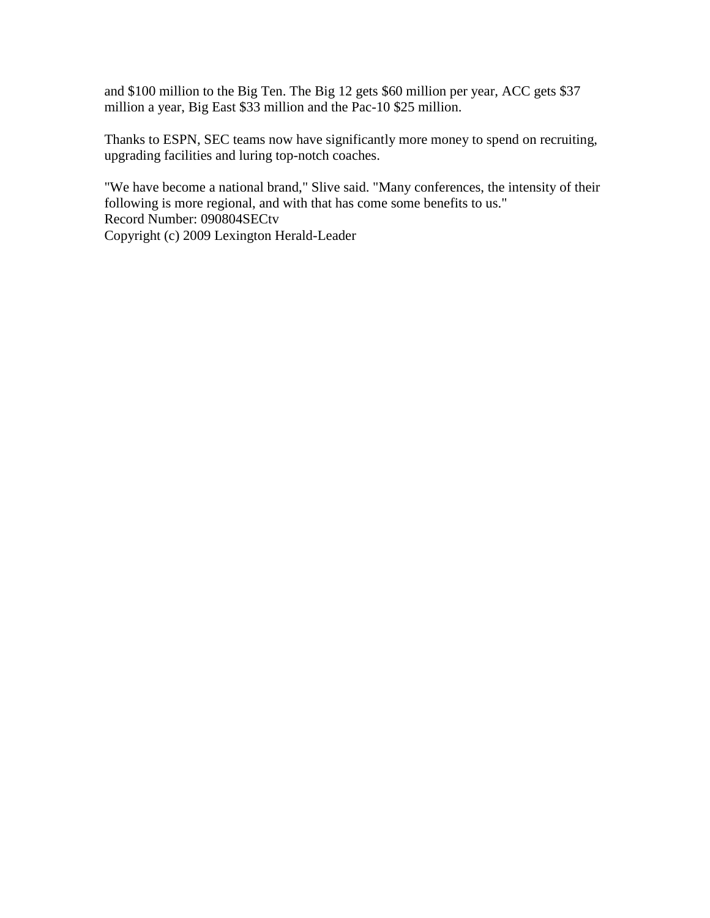and $100 million to the Big Ten. The Big 12 gets $60 million per year, ACC gets $37 million a year, Big East $33 million and the Pac-10 $25 million.

Thanks to ESPN, SEC teams now have significantly more money to spend on recruiting, upgrading facilities and luring top-notch coaches.

"We have become a national brand," Slive said. "Many conferences, the intensity of their following is more regional, and with that has come some benefits to us."
Record Number: 090804SECtv
Copyright (c) 2009 Lexington Herald-Leader